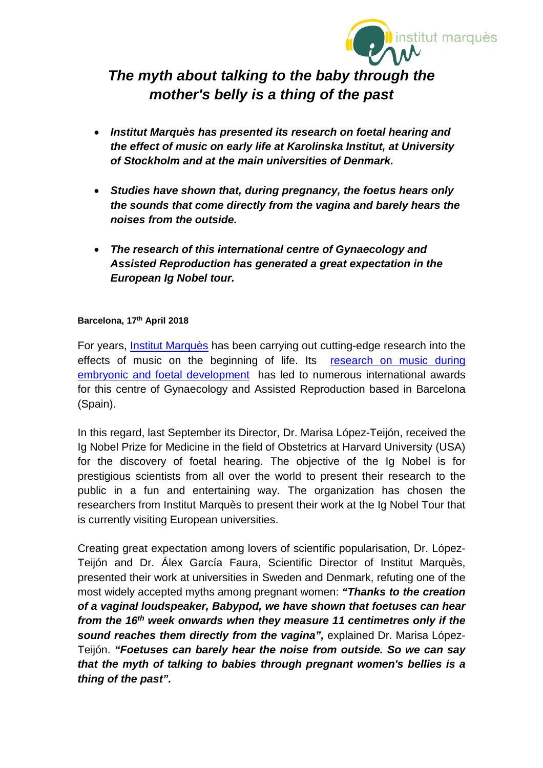# *The myth about talking to the baby through the mother's belly is a thing of the past*

- ***Institut Marquès has presented its research on foetal hearing and the effect of music on early life at Karolinska Institut, at University of Stockholm and at the main universities of Denmark.***

- ***Studies have shown that, during pregnancy, the foetus hears only the sounds that come directly from the vagina and barely hears the noises from the outside.***

- ***The research of this international centre of Gynaecology and Assisted Reproduction has generated a great expectation in the European Ig Nobel tour.***

**Barcelona, 17th April 2018**

For years, Institut Marquès has been carrying out cutting-edge research into the effects of music on the beginning of life. Its research on music during embryonic and foetal development has led to numerous international awards for this centre of Gynaecology and Assisted Reproduction based in Barcelona (Spain).

In this regard, last September its Director, Dr. Marisa López-Teijón, received the Ig Nobel Prize for Medicine in the field of Obstetrics at Harvard University (USA) for the discovery of foetal hearing. The objective of the Ig Nobel is for prestigious scientists from all over the world to present their research to the public in a fun and entertaining way. The organization has chosen the researchers from Institut Marquès to present their work at the Ig Nobel Tour that is currently visiting European universities.

Creating great expectation among lovers of scientific popularisation, Dr. López-Teijón and Dr. Álex García Faura, Scientific Director of Institut Marquès, presented their work at universities in Sweden and Denmark, refuting one of the most widely accepted myths among pregnant women: ***"Thanks to the creation of a vaginal loudspeaker, Babypod, we have shown that foetuses can hear from the 16th week onwards when they measure 11 centimetres only if the sound reaches them directly from the vagina",*** explained Dr. Marisa López-Teijón. ***"Foetuses can barely hear the noise from outside. So we can say that the myth of talking to babies through pregnant women's bellies is a thing of the past".***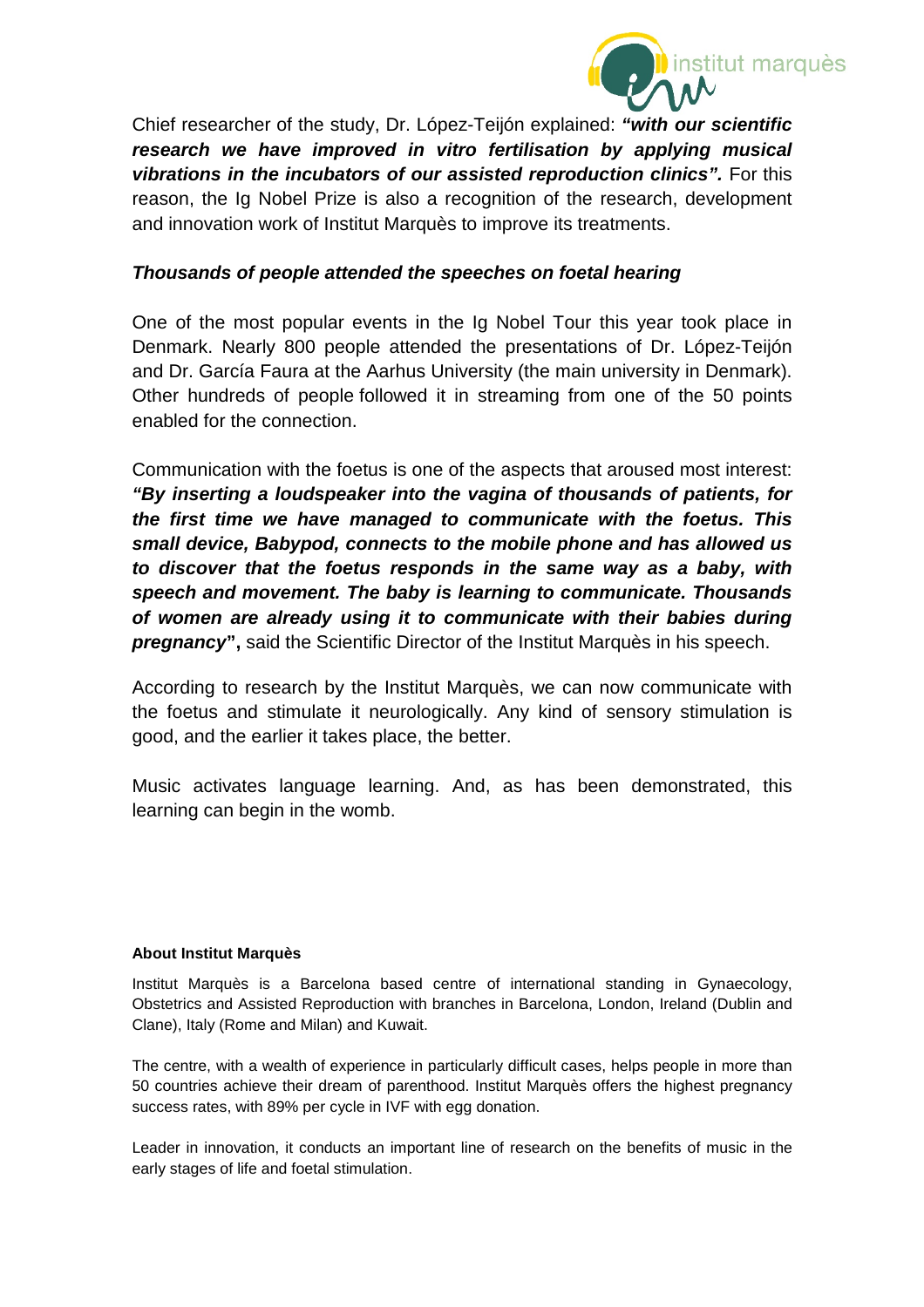Chief researcher of the study, Dr. López-Teijón explained: ***"with our scientific research we have improved in vitro fertilisation by applying musical vibrations in the incubators of our assisted reproduction clinics".*** For this reason, the Ig Nobel Prize is also a recognition of the research, development and innovation work of Institut Marquès to improve its treatments.

***Thousands of people attended the speeches on foetal hearing***

One of the most popular events in the Ig Nobel Tour this year took place in Denmark. Nearly 800 people attended the presentations of Dr. López-Teijón and Dr. García Faura at the Aarhus University (the main university in Denmark). Other hundreds of people followed it in streaming from one of the 50 points enabled for the connection.

Communication with the foetus is one of the aspects that aroused most interest: ***"By inserting a loudspeaker into the vagina of thousands of patients, for the first time we have managed to communicate with the foetus. This small device, Babypod, connects to the mobile phone and has allowed us to discover that the foetus responds in the same way as a baby, with speech and movement. The baby is learning to communicate. Thousands of women are already using it to communicate with their babies during pregnancy*",** said the Scientific Director of the Institut Marquès in his speech.

According to research by the Institut Marquès, we can now communicate with the foetus and stimulate it neurologically. Any kind of sensory stimulation is good, and the earlier it takes place, the better.

Music activates language learning. And, as has been demonstrated, this learning can begin in the womb.

**About Institut Marquès**

Institut Marquès is a Barcelona based centre of international standing in Gynaecology, Obstetrics and Assisted Reproduction with branches in Barcelona, London, Ireland (Dublin and Clane), Italy (Rome and Milan) and Kuwait.

The centre, with a wealth of experience in particularly difficult cases, helps people in more than 50 countries achieve their dream of parenthood. Institut Marquès offers the highest pregnancy success rates, with 89% per cycle in IVF with egg donation.

Leader in innovation, it conducts an important line of research on the benefits of music in the early stages of life and foetal stimulation.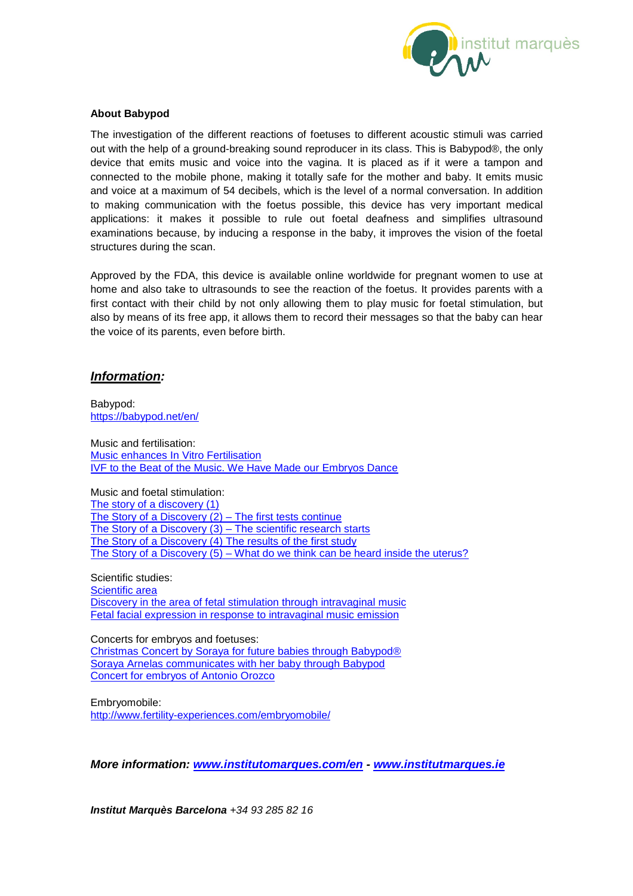**About Babypod**

The investigation of the different reactions of foetuses to different acoustic stimuli was carried out with the help of a ground-breaking sound reproducer in its class. This is Babypod®, the only device that emits music and voice into the vagina. It is placed as if it were a tampon and connected to the mobile phone, making it totally safe for the mother and baby. It emits music and voice at a maximum of 54 decibels, which is the level of a normal conversation. In addition to making communication with the foetus possible, this device has very important medical applications: it makes it possible to rule out foetal deafness and simplifies ultrasound examinations because, by inducing a response in the baby, it improves the vision of the foetal structures during the scan.

Approved by the FDA, this device is available online worldwide for pregnant women to use at home and also take to ultrasounds to see the reaction of the foetus. It provides parents with a first contact with their child by not only allowing them to play music for foetal stimulation, but also by means of its free app, it allows them to record their messages so that the baby can hear the voice of its parents, even before birth.

## ***Information:***

Babypod:
https://babypod.net/en/

Music and fertilisation:
Music enhances In Vitro Fertilisation
IVF to the Beat of the Music. We Have Made our Embryos Dance

Music and foetal stimulation:
The story of a discovery (1)
The Story of a Discovery (2) – The first tests continue
The Story of a Discovery (3) – The scientific research starts
The Story of a Discovery (4) The results of the first study
The Story of a Discovery (5) – What do we think can be heard inside the uterus?

Scientific studies:
Scientific area
Discovery in the area of fetal stimulation through intravaginal music
Fetal facial expression in response to intravaginal music emission

Concerts for embryos and foetuses:
Christmas Concert by Soraya for future babies through Babypod®
Soraya Arnelas communicates with her baby through Babypod
Concert for embryos of Antonio Orozco

Embryomobile:
http://www.fertility-experiences.com/embryomobile/

***More information: www.institutomarques.com/en - www.institutmarques.ie***

***Institut Marquès Barcelona*** *+34 93 285 82 16*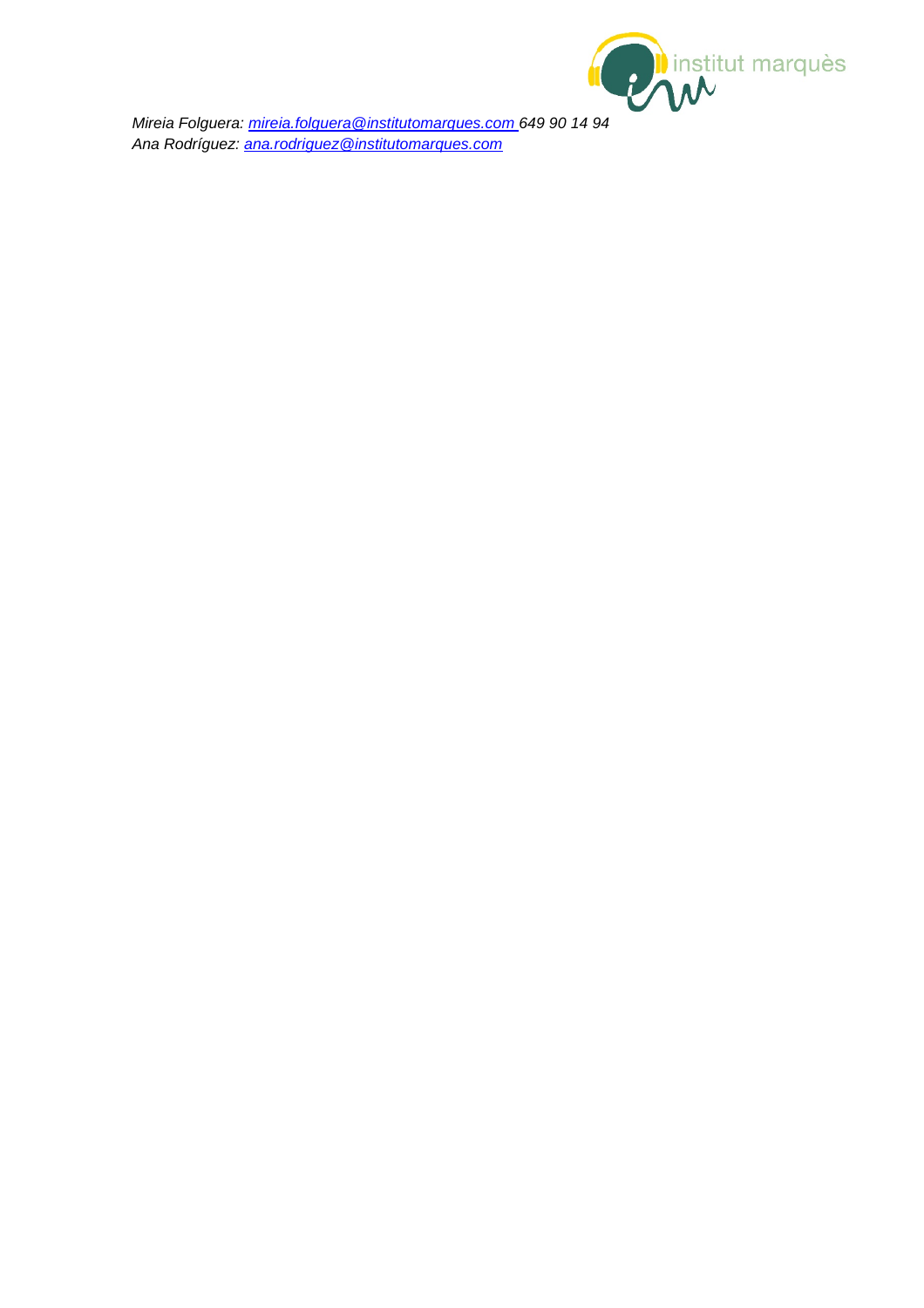*Mireia Folguera: [mireia.folguera@institutomarques.com](mailto:mireia.folguera@institutomarques.com) 649 90 14 94*
*Ana Rodríguez: [ana.rodriguez@institutomarques.com](mailto:ana.rodriguez@institutomarques.com)*